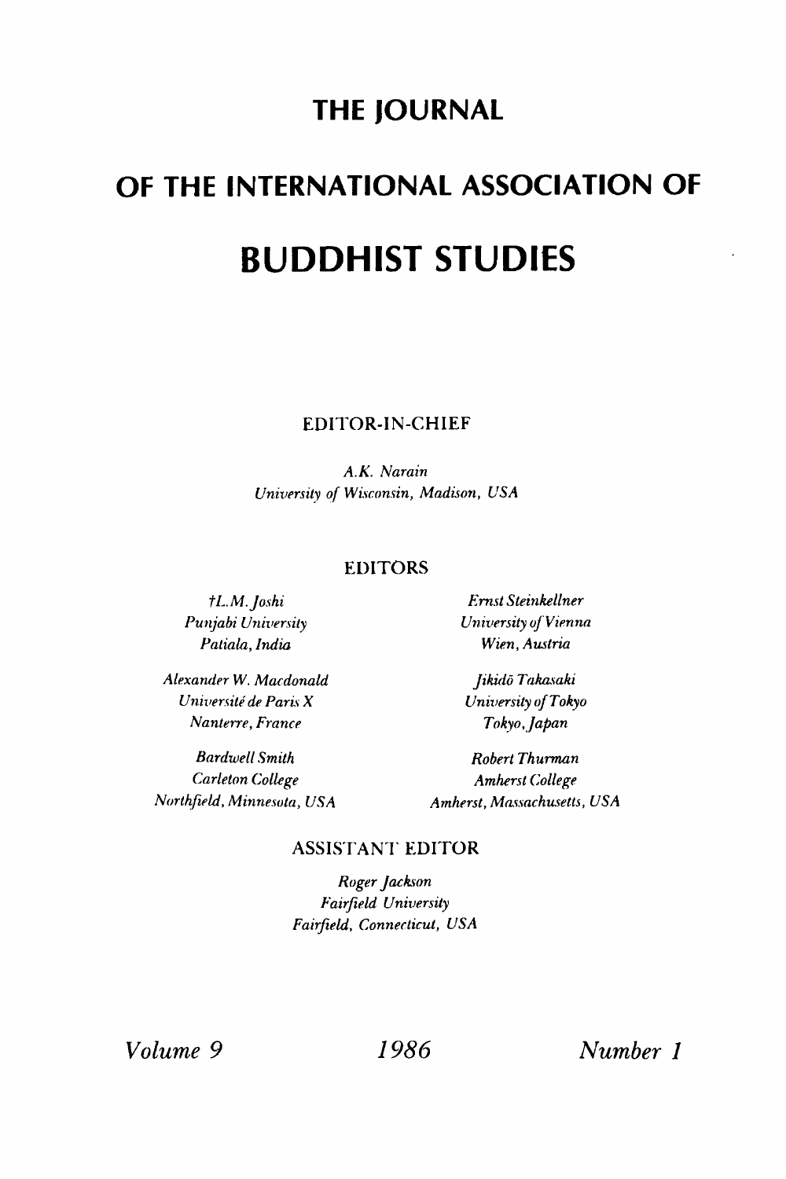# THE JOURNAL

# OF THE INTERNATIONAL ASSOCIATION OF

# BUDDHIST STUDIES

EDITOR-IN-CHIEF

*A.K. Narain*
*University of Wisconsin, Madison, USA*

EDITORS

*†L.M. Joshi*
*Punjabi University*
*Patiala, India*

*Alexander W. Macdonald*
*Université de Paris X*
*Nanterre, France*

*Bardwell Smith*
*Carleton College*
*Northfield, Minnesota, USA*

*Ernst Steinkellner*
*University of Vienna*
*Wien, Austria*

*Jikidō Takasaki*
*University of Tokyo*
*Tokyo, Japan*

*Robert Thurman*
*Amherst College*
*Amherst, Massachusetts, USA*

ASSISTANT EDITOR

*Roger Jackson*
*Fairfield University*
*Fairfield, Connecticut, USA*

*Volume 9* *1986* *Number 1*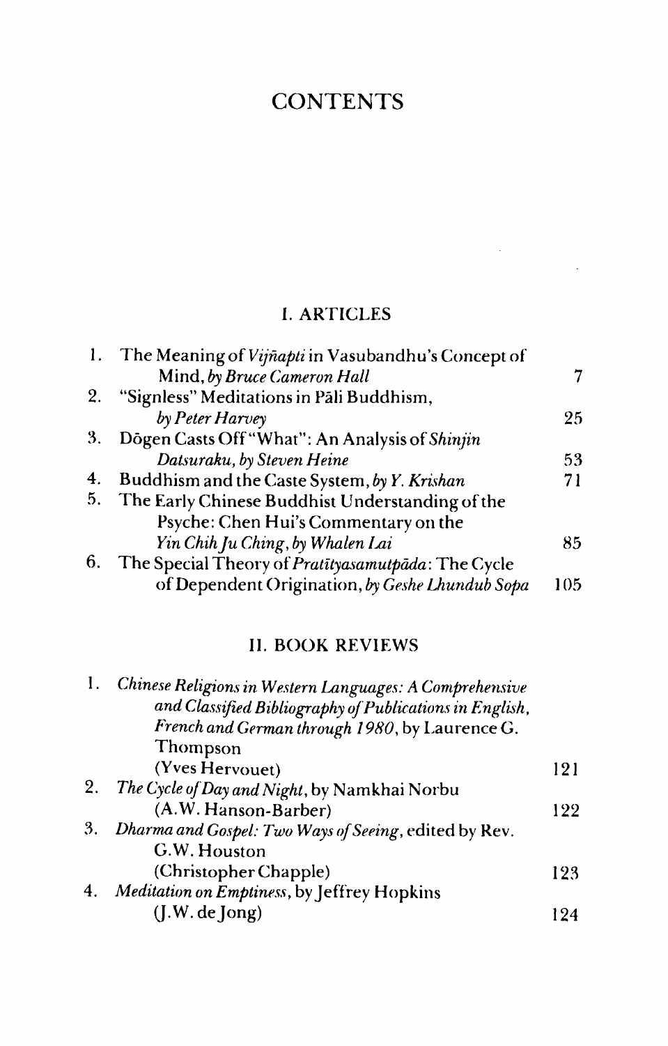# CONTENTS

## I. ARTICLES

1. The Meaning of *Vijñapti* in Vasubandhu's Concept of Mind, *by Bruce Cameron Hall* — 7
2. "Signless" Meditations in Pāli Buddhism, *by Peter Harvey* — 25
3. Dōgen Casts Off "What": An Analysis of *Shinjin Datsuraku*, *by Steven Heine* — 53
4. Buddhism and the Caste System, *by Y. Krishan* — 71
5. The Early Chinese Buddhist Understanding of the Psyche: Chen Hui's Commentary on the *Yin Chih Ju Ching*, *by Whalen Lai* — 85
6. The Special Theory of *Pratītyasamutpāda*: The Cycle of Dependent Origination, *by Geshe Lhundub Sopa* — 105

## II. BOOK REVIEWS

1. *Chinese Religions in Western Languages: A Comprehensive and Classified Bibliography of Publications in English, French and German through 1980*, by Laurence G. Thompson (Yves Hervouet) — 121
2. *The Cycle of Day and Night*, by Namkhai Norbu (A.W. Hanson-Barber) — 122
3. *Dharma and Gospel: Two Ways of Seeing*, edited by Rev. G.W. Houston (Christopher Chapple) — 123
4. *Meditation on Emptiness*, by Jeffrey Hopkins (J.W. de Jong) — 124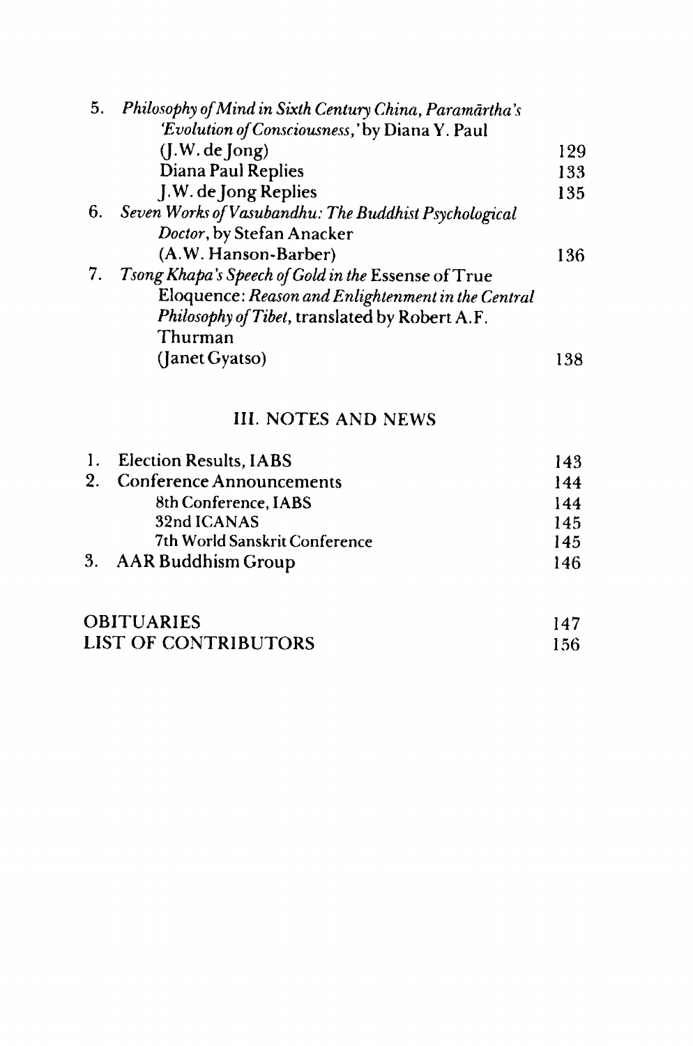5. *Philosophy of Mind in Sixth Century China, Paramārtha's 'Evolution of Consciousness,'* by Diana Y. Paul (J.W. de Jong) 129
   Diana Paul Replies 133
   J.W. de Jong Replies 135
6. *Seven Works of Vasubandhu: The Buddhist Psychological Doctor*, by Stefan Anacker (A.W. Hanson-Barber) 136
7. *Tsong Khapa's Speech of Gold in the* Essense of True Eloquence: *Reason and Enlightenment in the Central Philosophy of Tibet*, translated by Robert A.F. Thurman (Janet Gyatso) 138

## III. NOTES AND NEWS

1. Election Results, IABS 143
2. Conference Announcements 144
   - 8th Conference, IABS 144
   - 32nd ICANAS 145
   - 7th World Sanskrit Conference 145
3. AAR Buddhism Group 146

OBITUARIES 147

LIST OF CONTRIBUTORS 156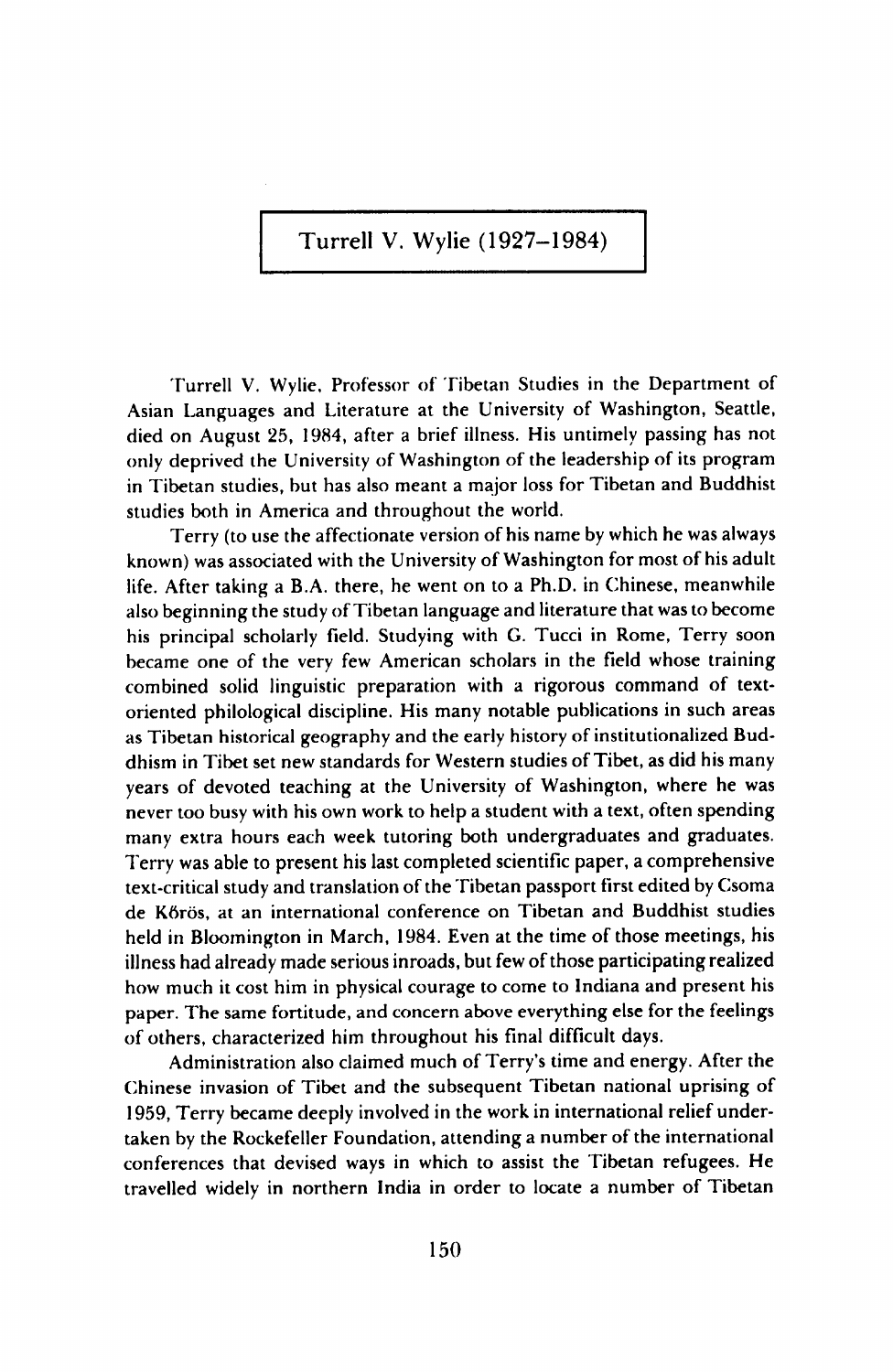# Turrell V. Wylie (1927–1984)

Turrell V. Wylie, Professor of Tibetan Studies in the Department of Asian Languages and Literature at the University of Washington, Seattle, died on August 25, 1984, after a brief illness. His untimely passing has not only deprived the University of Washington of the leadership of its program in Tibetan studies, but has also meant a major loss for Tibetan and Buddhist studies both in America and throughout the world.

Terry (to use the affectionate version of his name by which he was always known) was associated with the University of Washington for most of his adult life. After taking a B.A. there, he went on to a Ph.D. in Chinese, meanwhile also beginning the study of Tibetan language and literature that was to become his principal scholarly field. Studying with G. Tucci in Rome, Terry soon became one of the very few American scholars in the field whose training combined solid linguistic preparation with a rigorous command of text-oriented philological discipline. His many notable publications in such areas as Tibetan historical geography and the early history of institutionalized Buddhism in Tibet set new standards for Western studies of Tibet, as did his many years of devoted teaching at the University of Washington, where he was never too busy with his own work to help a student with a text, often spending many extra hours each week tutoring both undergraduates and graduates. Terry was able to present his last completed scientific paper, a comprehensive text-critical study and translation of the Tibetan passport first edited by Csoma de Kőrös, at an international conference on Tibetan and Buddhist studies held in Bloomington in March, 1984. Even at the time of those meetings, his illness had already made serious inroads, but few of those participating realized how much it cost him in physical courage to come to Indiana and present his paper. The same fortitude, and concern above everything else for the feelings of others, characterized him throughout his final difficult days.

Administration also claimed much of Terry's time and energy. After the Chinese invasion of Tibet and the subsequent Tibetan national uprising of 1959, Terry became deeply involved in the work in international relief undertaken by the Rockefeller Foundation, attending a number of the international conferences that devised ways in which to assist the Tibetan refugees. He travelled widely in northern India in order to locate a number of Tibetan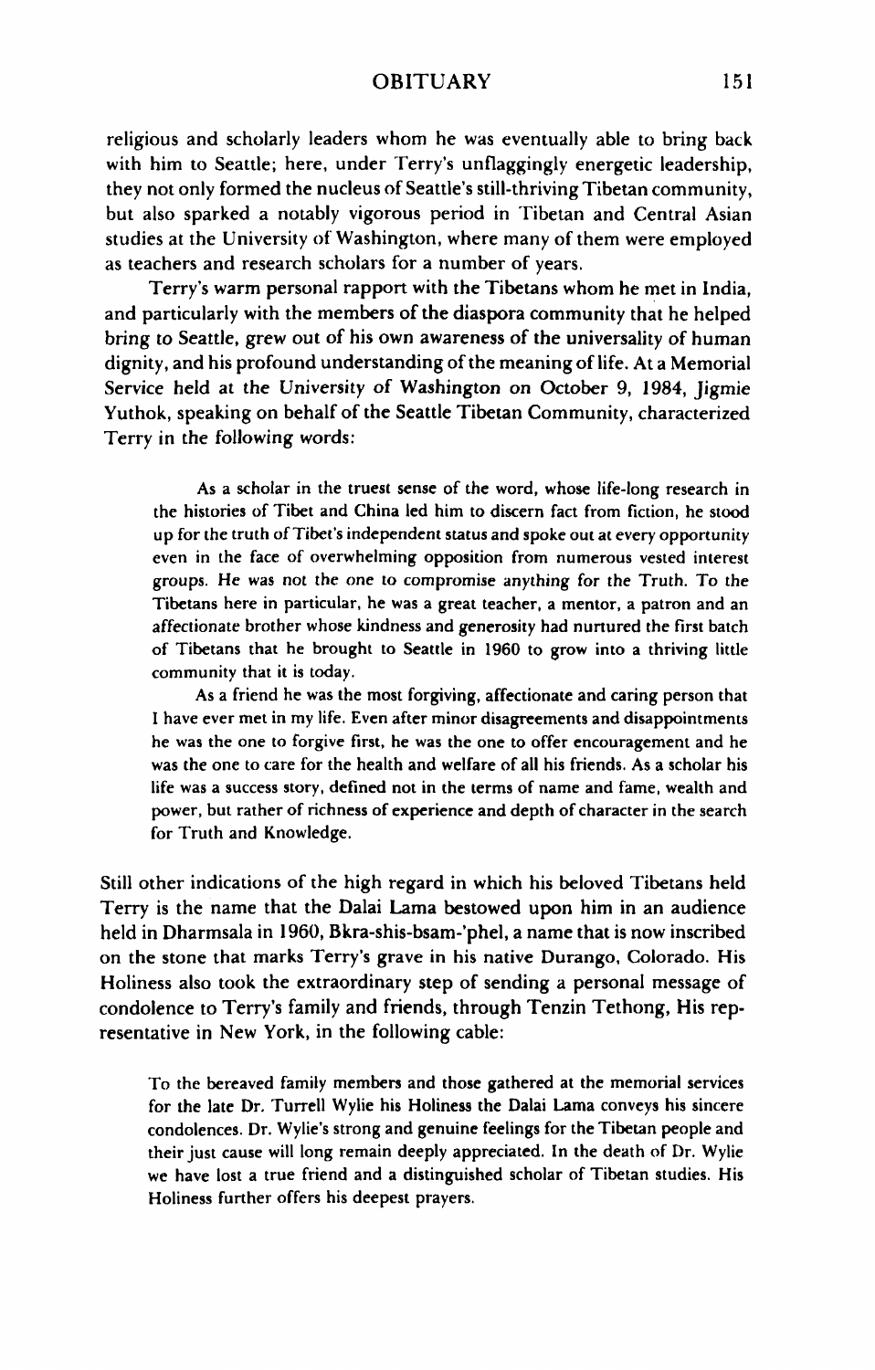religious and scholarly leaders whom he was eventually able to bring back with him to Seattle; here, under Terry's unflaggingly energetic leadership, they not only formed the nucleus of Seattle's still-thriving Tibetan community, but also sparked a notably vigorous period in Tibetan and Central Asian studies at the University of Washington, where many of them were employed as teachers and research scholars for a number of years.

Terry's warm personal rapport with the Tibetans whom he met in India, and particularly with the members of the diaspora community that he helped bring to Seattle, grew out of his own awareness of the universality of human dignity, and his profound understanding of the meaning of life. At a Memorial Service held at the University of Washington on October 9, 1984, Jigmie Yuthok, speaking on behalf of the Seattle Tibetan Community, characterized Terry in the following words:

> As a scholar in the truest sense of the word, whose life-long research in the histories of Tibet and China led him to discern fact from fiction, he stood up for the truth of Tibet's independent status and spoke out at every opportunity even in the face of overwhelming opposition from numerous vested interest groups. He was not the one to compromise anything for the Truth. To the Tibetans here in particular, he was a great teacher, a mentor, a patron and an affectionate brother whose kindness and generosity had nurtured the first batch of Tibetans that he brought to Seattle in 1960 to grow into a thriving little community that it is today.
>
> As a friend he was the most forgiving, affectionate and caring person that I have ever met in my life. Even after minor disagreements and disappointments he was the one to forgive first, he was the one to offer encouragement and he was the one to care for the health and welfare of all his friends. As a scholar his life was a success story, defined not in the terms of name and fame, wealth and power, but rather of richness of experience and depth of character in the search for Truth and Knowledge.

Still other indications of the high regard in which his beloved Tibetans held Terry is the name that the Dalai Lama bestowed upon him in an audience held in Dharmsala in 1960, Bkra-shis-bsam-'phel, a name that is now inscribed on the stone that marks Terry's grave in his native Durango, Colorado. His Holiness also took the extraordinary step of sending a personal message of condolence to Terry's family and friends, through Tenzin Tethong, His representative in New York, in the following cable:

> To the bereaved family members and those gathered at the memorial services for the late Dr. Turrell Wylie his Holiness the Dalai Lama conveys his sincere condolences. Dr. Wylie's strong and genuine feelings for the Tibetan people and their just cause will long remain deeply appreciated. In the death of Dr. Wylie we have lost a true friend and a distinguished scholar of Tibetan studies. His Holiness further offers his deepest prayers.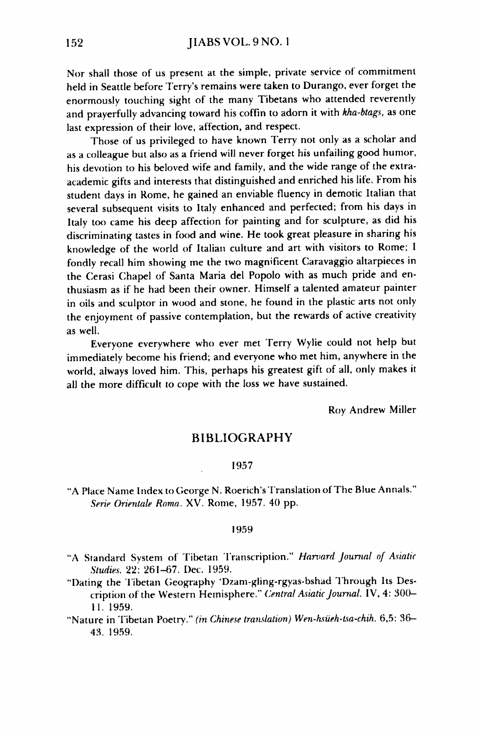Nor shall those of us present at the simple, private service of commitment held in Seattle before Terry's remains were taken to Durango, ever forget the enormously touching sight of the many Tibetans who attended reverently and prayerfully advancing toward his coffin to adorn it with *kha-btags*, as one last expression of their love, affection, and respect.

Those of us privileged to have known Terry not only as a scholar and as a colleague but also as a friend will never forget his unfailing good humor, his devotion to his beloved wife and family, and the wide range of the extra-academic gifts and interests that distinguished and enriched his life. From his student days in Rome, he gained an enviable fluency in demotic Italian that several subsequent visits to Italy enhanced and perfected; from his days in Italy too came his deep affection for painting and for sculpture, as did his discriminating tastes in food and wine. He took great pleasure in sharing his knowledge of the world of Italian culture and art with visitors to Rome; I fondly recall him showing me the two magnificent Caravaggio altarpieces in the Cerasi Chapel of Santa Maria del Popolo with as much pride and enthusiasm as if he had been their owner. Himself a talented amateur painter in oils and sculptor in wood and stone, he found in the plastic arts not only the enjoyment of passive contemplation, but the rewards of active creativity as well.

Everyone everywhere who ever met Terry Wylie could not help but immediately become his friend; and everyone who met him, anywhere in the world, always loved him. This, perhaps his greatest gift of all, only makes it all the more difficult to cope with the loss we have sustained.

Roy Andrew Miller

## BIBLIOGRAPHY

### 1957

"A Place Name Index to George N. Roerich's Translation of The Blue Annals." *Serie Orientale Roma*. XV. Rome, 1957. 40 pp.

### 1959

"A Standard System of Tibetan Transcription." *Harvard Journal of Asiatic Studies*. 22: 261–67. Dec. 1959.

"Dating the Tibetan Geography 'Dzam-gling-rgyas-bshad Through Its Description of the Western Hemisphere." *Central Asiatic Journal*. IV, 4: 300–11. 1959.

"Nature in Tibetan Poetry." *(in Chinese translation) Wen-hsüeh-tsa-chih*. 6,5: 36–43. 1959.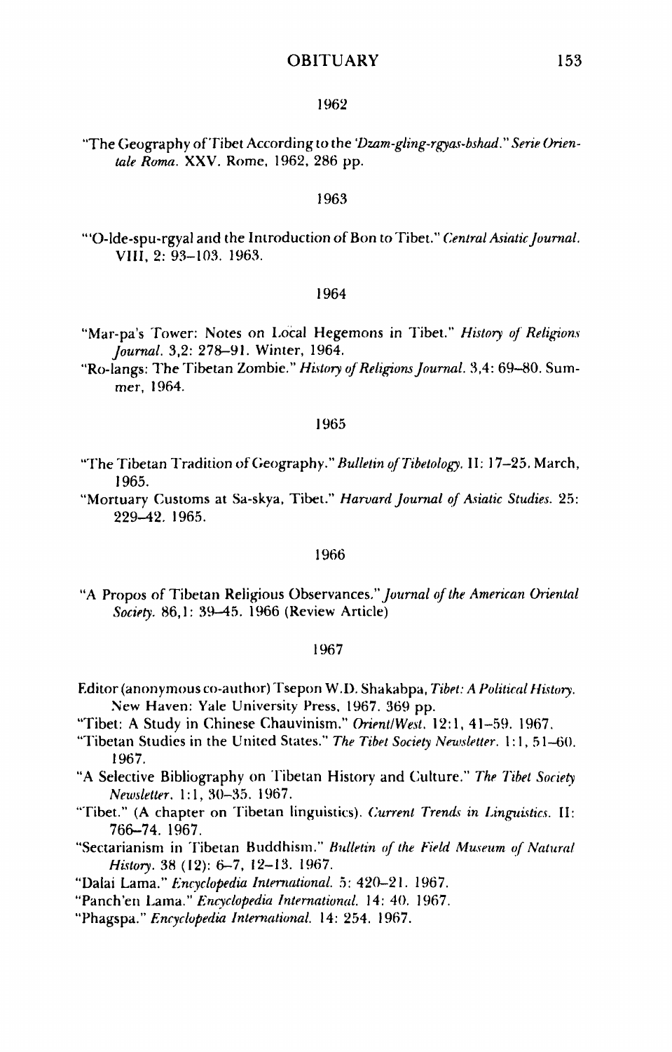1962

"The Geography of Tibet According to the *'Dzam-gling-rgyas-bshad*." *Serie Orientale Roma*. XXV. Rome, 1962, 286 pp.

1963

"'O-lde-spu-rgyal and the Introduction of Bon to Tibet." *Central Asiatic Journal*. VIII, 2: 93–103. 1963.

1964

"Mar-pa's Tower: Notes on Local Hegemons in Tibet." *History of Religions Journal*. 3,2: 278–91. Winter, 1964.

"Ro-langs: The Tibetan Zombie." *History of Religions Journal*. 3,4: 69–80. Summer, 1964.

1965

"The Tibetan Tradition of Geography." *Bulletin of Tibetology*. II: 17–25. March, 1965.

"Mortuary Customs at Sa-skya, Tibet." *Harvard Journal of Asiatic Studies*. 25: 229–42. 1965.

1966

"A Propos of Tibetan Religious Observances." *Journal of the American Oriental Society*. 86,1: 39–45. 1966 (Review Article)

1967

Editor (anonymous co-author) Tsepon W.D. Shakabpa, *Tibet: A Political History*. New Haven: Yale University Press, 1967. 369 pp.

"Tibet: A Study in Chinese Chauvinism." *Orient/West*. 12:1, 41–59. 1967.

"Tibetan Studies in the United States." *The Tibet Society Newsletter*. 1:1, 51–60. 1967.

"A Selective Bibliography on Tibetan History and Culture." *The Tibet Society Newsletter*. 1:1, 30–35. 1967.

"Tibet." (A chapter on Tibetan linguistics). *Current Trends in Linguistics*. II: 766–74. 1967.

"Sectarianism in Tibetan Buddhism." *Bulletin of the Field Museum of Natural History*. 38 (12): 6–7, 12–13. 1967.

"Dalai Lama." *Encyclopedia International*. 5: 420–21. 1967.

"Panch'en Lama." *Encyclopedia International*. 14: 40. 1967.

"Phagspa." *Encyclopedia International*. 14: 254. 1967.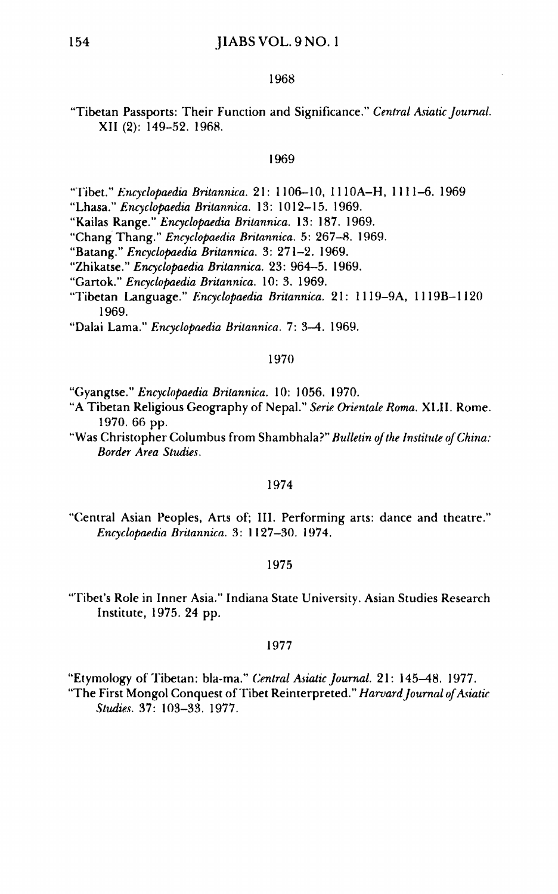### 1968

"Tibetan Passports: Their Function and Significance." *Central Asiatic Journal.* XII (2): 149–52. 1968.

### 1969

"Tibet." *Encyclopaedia Britannica.* 21: 1106–10, 1110A–H, 1111–6. 1969

"Lhasa." *Encyclopaedia Britannica.* 13: 1012–15. 1969.

"Kailas Range." *Encyclopaedia Britannica.* 13: 187. 1969.

"Chang Thang." *Encyclopaedia Britannica.* 5: 267–8. 1969.

"Batang." *Encyclopaedia Britannica.* 3: 271–2. 1969.

"Zhikatse." *Encyclopaedia Britannica.* 23: 964–5. 1969.

"Gartok." *Encyclopaedia Britannica.* 10: 3. 1969.

"Tibetan Language." *Encyclopaedia Britannica.* 21: 1119–9A, 1119B–1120 1969.

"Dalai Lama." *Encyclopaedia Britannica.* 7: 3–4. 1969.

### 1970

"Gyangtse." *Encyclopaedia Britannica.* 10: 1056. 1970.

"A Tibetan Religious Geography of Nepal." *Serie Orientale Roma.* XLII. Rome. 1970. 66 pp.

"Was Christopher Columbus from Shambhala?" *Bulletin of the Institute of China: Border Area Studies.*

### 1974

"Central Asian Peoples, Arts of; III. Performing arts: dance and theatre." *Encyclopaedia Britannica.* 3: 1127–30. 1974.

### 1975

"Tibet's Role in Inner Asia." Indiana State University. Asian Studies Research Institute, 1975. 24 pp.

### 1977

"Etymology of Tibetan: bla-ma." *Central Asiatic Journal.* 21: 145–48. 1977.

"The First Mongol Conquest of Tibet Reinterpreted." *Harvard Journal of Asiatic Studies.* 37: 103–33. 1977.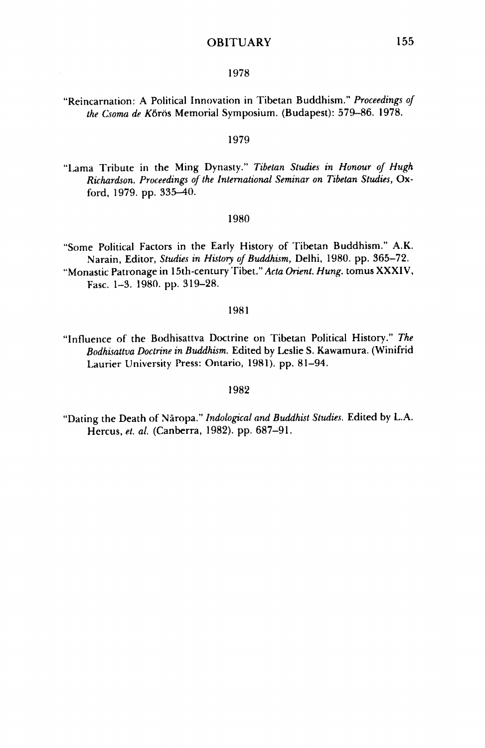1978

"Reincarnation: A Political Innovation in Tibetan Buddhism." *Proceedings of the Csoma de Kőrös* Memorial Symposium. (Budapest): 579–86. 1978.

1979

"Lama Tribute in the Ming Dynasty." *Tibetan Studies in Honour of Hugh Richardson. Proceedings of the International Seminar on Tibetan Studies*, Oxford, 1979. pp. 335–40.

1980

"Some Political Factors in the Early History of Tibetan Buddhism." A.K. Narain, Editor, *Studies in History of Buddhism*, Delhi, 1980. pp. 365–72.

"Monastic Patronage in 15th-century Tibet." *Acta Orient. Hung.* tomus XXXIV, Fasc. 1–3. 1980. pp. 319–28.

1981

"Influence of the Bodhisattva Doctrine on Tibetan Political History." *The Bodhisattva Doctrine in Buddhism.* Edited by Leslie S. Kawamura. (Winifrid Laurier University Press: Ontario, 1981). pp. 81–94.

1982

"Dating the Death of Nāropa." *Indological and Buddhist Studies.* Edited by L.A. Hercus, *et. al.* (Canberra, 1982). pp. 687–91.